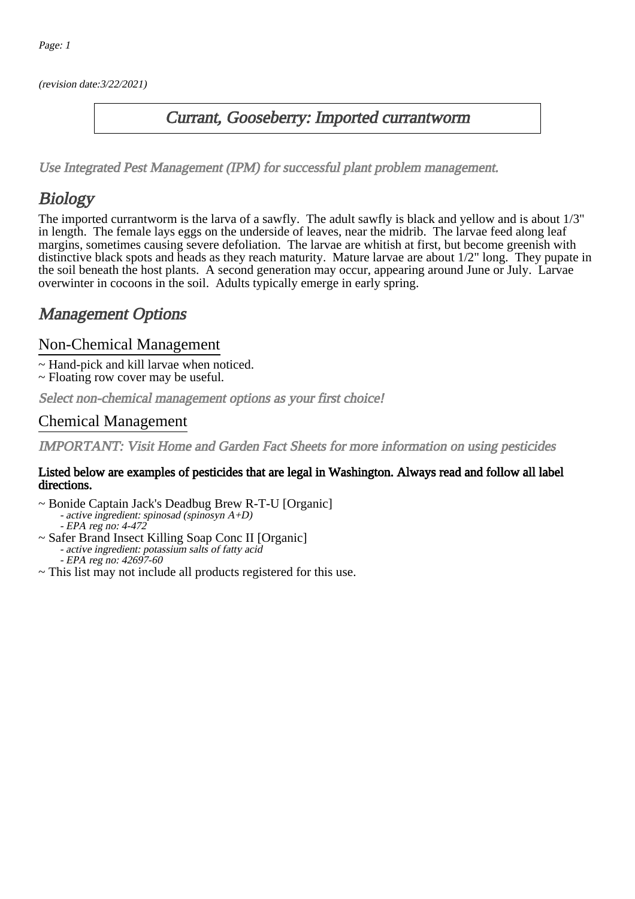(revision date:3/22/2021)

# Currant, Gooseberry: Imported currantworm

*Use Integrated Pest Management (IPM) for successful plant problem management.*

## Biology

The imported currantworm is the larva of a sawfly. The adult sawfly is black and yellow and is about 1/3" in length. The female lays eggs on the underside of leaves, near the midrib. The larvae feed along leaf margins, sometimes causing severe defoliation. The larvae are whitish at first, but become greenish with distinctive black spots and heads as they reach maturity. Mature larvae are about 1/2" long. They pupate in the soil beneath the host plants. A second generation may occur, appearing around June or July. Larvae overwinter in cocoons in the soil. Adults typically emerge in early spring.

## Management Options

### Non-Chemical Management

~ Hand-pick and kill larvae when noticed.
~ Floating row cover may be useful.

*Select non-chemical management options as your first choice!*

### Chemical Management

*IMPORTANT: Visit Home and Garden Fact Sheets for more information on using pesticides*

**Listed below are examples of pesticides that are legal in Washington. Always read and follow all label directions.**

~ Bonide Captain Jack's Deadbug Brew R-T-U [Organic]
  - *active ingredient: spinosad (spinosyn A+D)*
  - *EPA reg no: 4-472*

~ Safer Brand Insect Killing Soap Conc II [Organic]
  - *active ingredient: potassium salts of fatty acid*
  - *EPA reg no: 42697-60*

~ This list may not include all products registered for this use.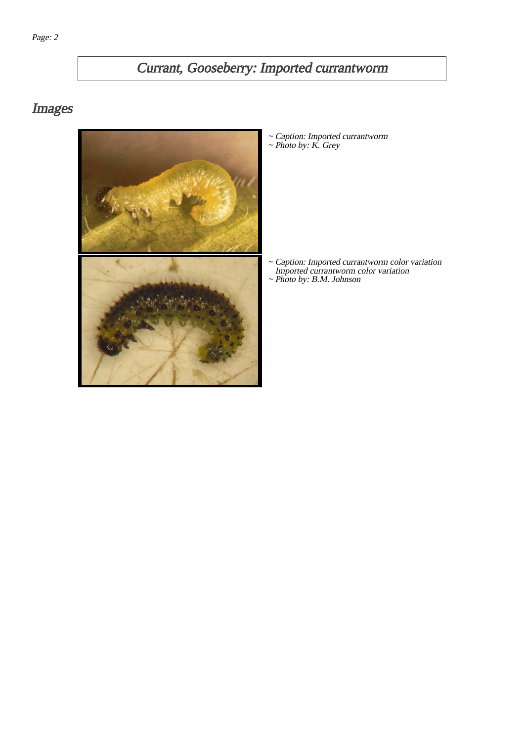# Currant, Gooseberry: Imported currantworm

## Images

~ Caption: Imported currantworm
~ Photo by: K. Grey

~ Caption: Imported currantworm color variation
Imported currantworm color variation
~ Photo by: B.M. Johnson